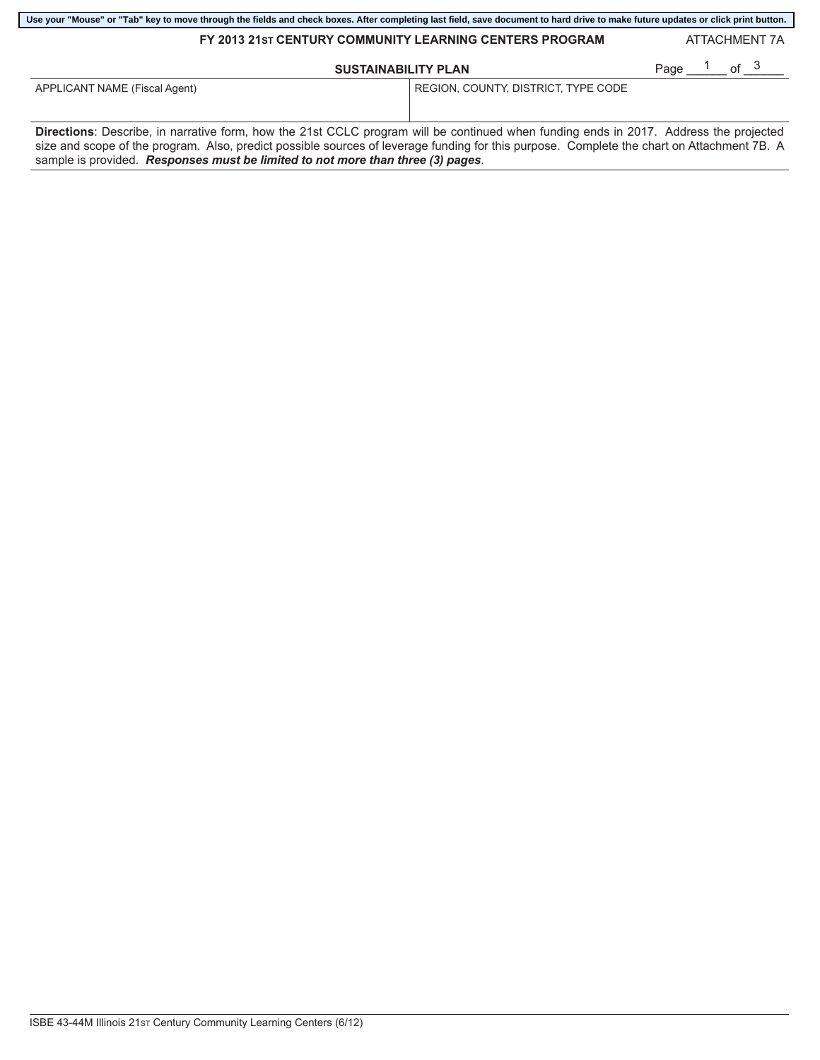Use your "Mouse" or "Tab" key to move through the fields and check boxes. After completing last field, save document to hard drive to make future updates or click print button.

**FY 2013 21ST CENTURY COMMUNITY LEARNING CENTERS PROGRAM** ATTACHMENT 7A

**SUSTAINABILITY PLAN** Page 1 of 3

| APPLICANT NAME (Fiscal Agent) | REGION, COUNTY, DISTRICT, TYPE CODE |
| --- | --- |
| | |

**Directions**: Describe, in narrative form, how the 21st CCLC program will be continued when funding ends in 2017. Address the projected size and scope of the program. Also, predict possible sources of leverage funding for this purpose. Complete the chart on Attachment 7B. A sample is provided. ***Responses must be limited to not more than three (3) pages***.

ISBE 43-44M Illinois 21ST Century Community Learning Centers (6/12)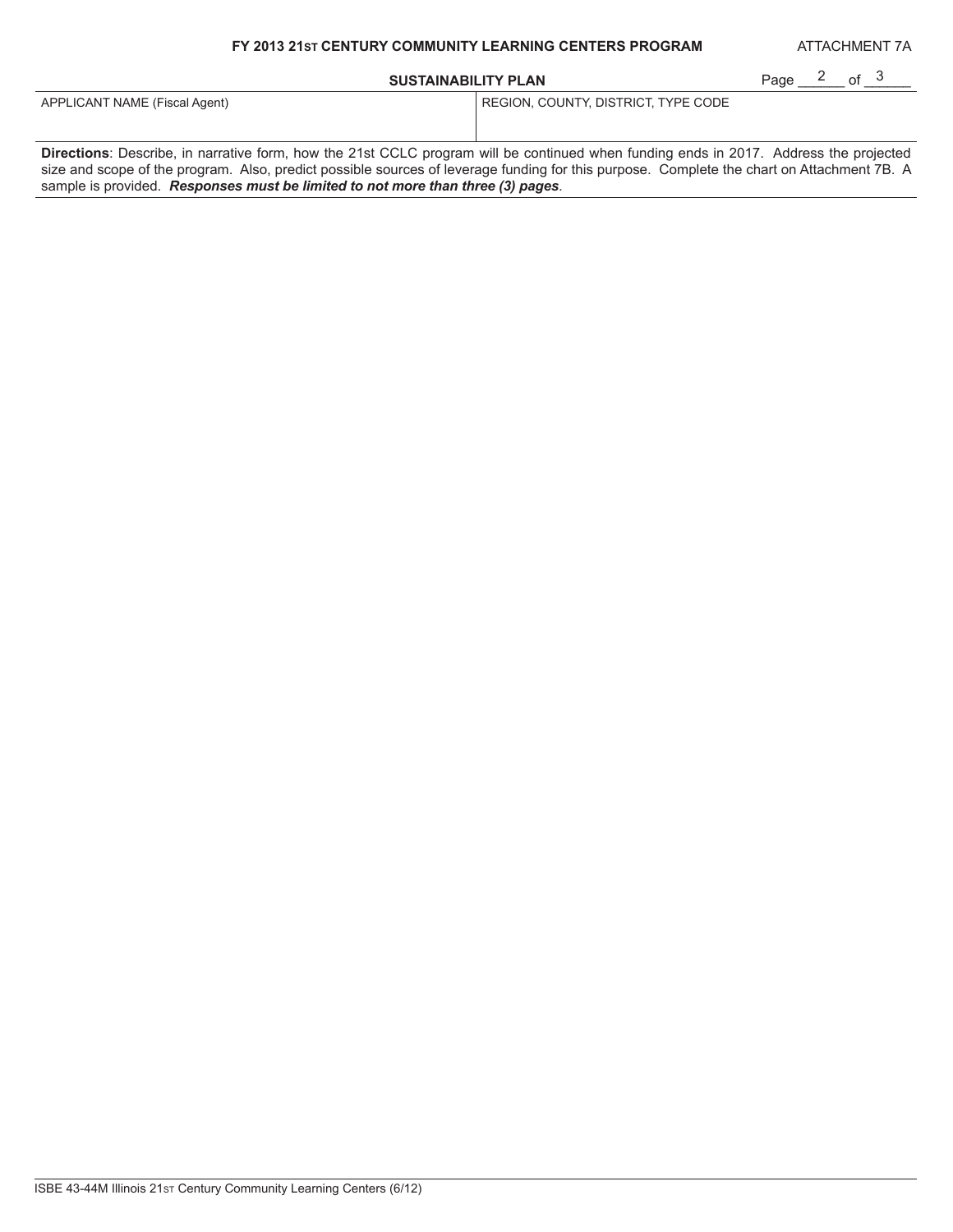**FY 2013 21ST CENTURY COMMUNITY LEARNING CENTERS PROGRAM** ATTACHMENT 7A

## SUSTAINABILITY PLAN

Page 2 of 3

| APPLICANT NAME (Fiscal Agent) | REGION, COUNTY, DISTRICT, TYPE CODE |
| --- | --- |
| | |

**Directions**: Describe, in narrative form, how the 21st CCLC program will be continued when funding ends in 2017. Address the projected size and scope of the program. Also, predict possible sources of leverage funding for this purpose. Complete the chart on Attachment 7B. A sample is provided. ***Responses must be limited to not more than three (3) pages***.

ISBE 43-44M Illinois 21ST Century Community Learning Centers (6/12)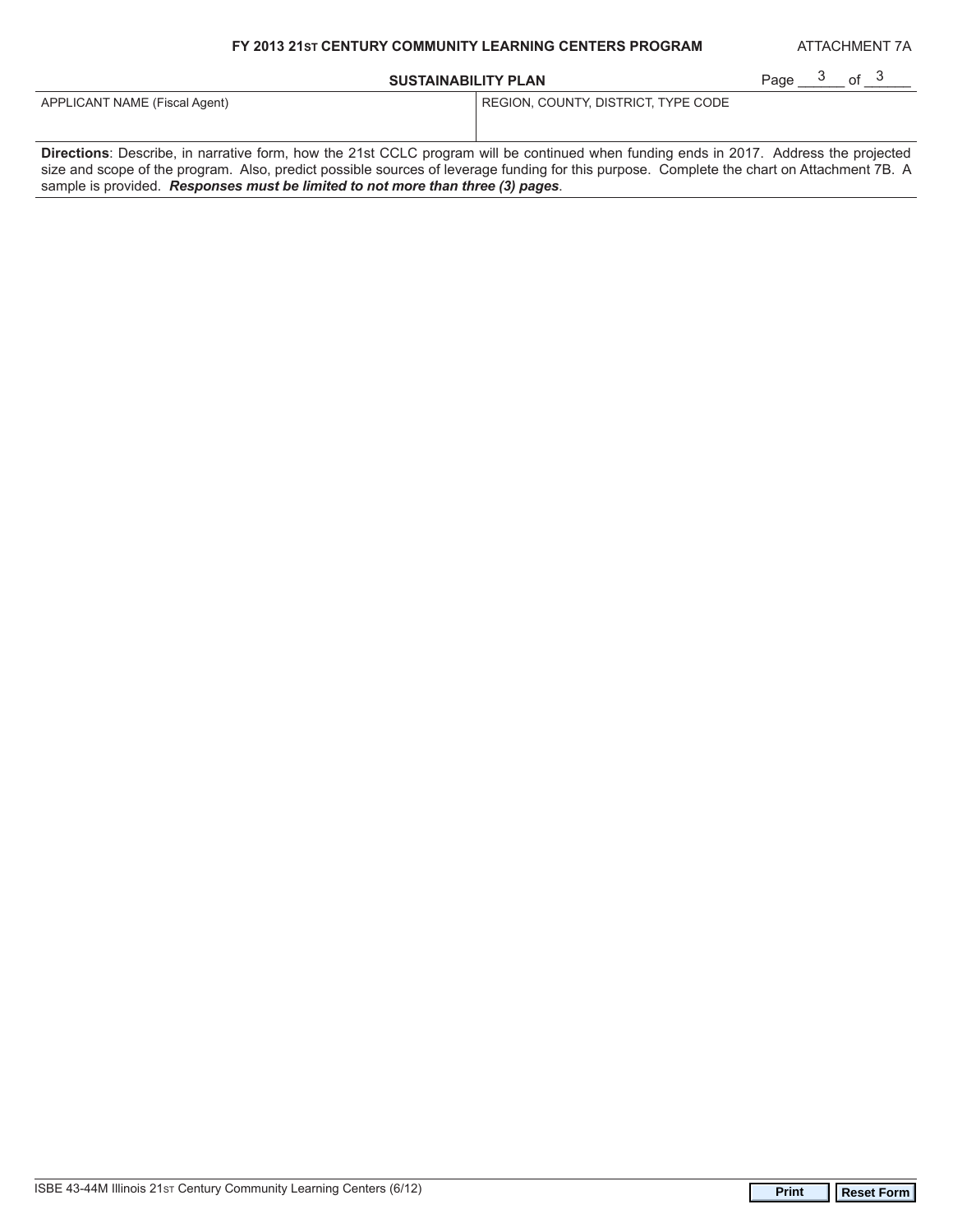**FY 2013 21ST CENTURY COMMUNITY LEARNING CENTERS PROGRAM** ATTACHMENT 7A

**SUSTAINABILITY PLAN**

| APPLICANT NAME (Fiscal Agent) | REGION, COUNTY, DISTRICT, TYPE CODE |
|---|---|
| | |

**Directions**: Describe, in narrative form, how the 21st CCLC program will be continued when funding ends in 2017. Address the projected size and scope of the program. Also, predict possible sources of leverage funding for this purpose. Complete the chart on Attachment 7B. A sample is provided. ***Responses must be limited to not more than three (3) pages***.

ISBE 43-44M Illinois 21ST Century Community Learning Centers (6/12)